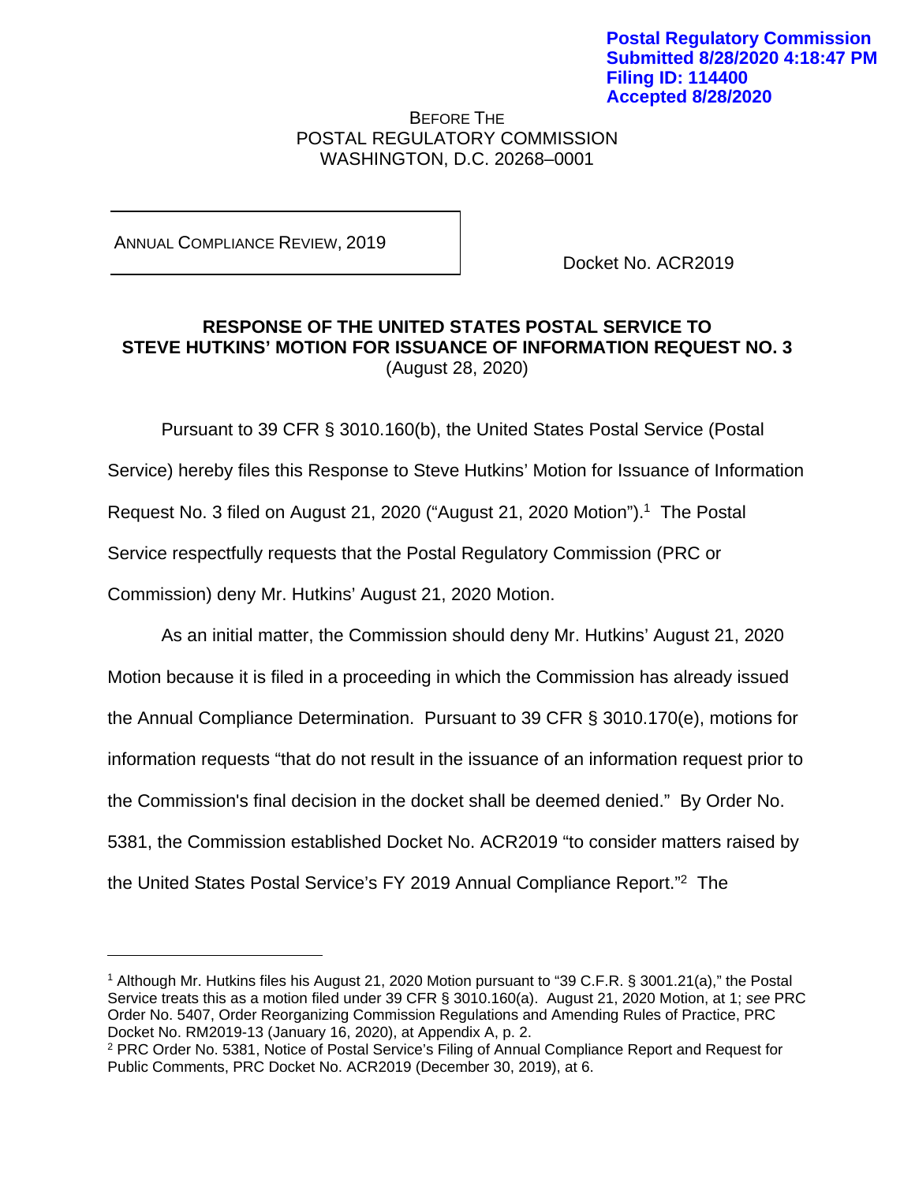Postal Regulatory Commission
Submitted 8/28/2020 4:18:47 PM
Filing ID: 114400
Accepted 8/28/2020

BEFORE THE
POSTAL REGULATORY COMMISSION
WASHINGTON, D.C. 20268–0001

ANNUAL COMPLIANCE REVIEW, 2019

Docket No. ACR2019

## RESPONSE OF THE UNITED STATES POSTAL SERVICE TO STEVE HUTKINS' MOTION FOR ISSUANCE OF INFORMATION REQUEST NO. 3

(August 28, 2020)

Pursuant to 39 CFR § 3010.160(b), the United States Postal Service (Postal Service) hereby files this Response to Steve Hutkins' Motion for Issuance of Information Request No. 3 filed on August 21, 2020 ("August 21, 2020 Motion").[1] The Postal Service respectfully requests that the Postal Regulatory Commission (PRC or Commission) deny Mr. Hutkins' August 21, 2020 Motion.

As an initial matter, the Commission should deny Mr. Hutkins' August 21, 2020 Motion because it is filed in a proceeding in which the Commission has already issued the Annual Compliance Determination. Pursuant to 39 CFR § 3010.170(e), motions for information requests "that do not result in the issuance of an information request prior to the Commission's final decision in the docket shall be deemed denied." By Order No. 5381, the Commission established Docket No. ACR2019 "to consider matters raised by the United States Postal Service's FY 2019 Annual Compliance Report."[2] The

---

[1] Although Mr. Hutkins files his August 21, 2020 Motion pursuant to "39 C.F.R. § 3001.21(a)," the Postal Service treats this as a motion filed under 39 CFR § 3010.160(a). August 21, 2020 Motion, at 1; *see* PRC Order No. 5407, Order Reorganizing Commission Regulations and Amending Rules of Practice, PRC Docket No. RM2019-13 (January 16, 2020), at Appendix A, p. 2.

[2] PRC Order No. 5381, Notice of Postal Service's Filing of Annual Compliance Report and Request for Public Comments, PRC Docket No. ACR2019 (December 30, 2019), at 6.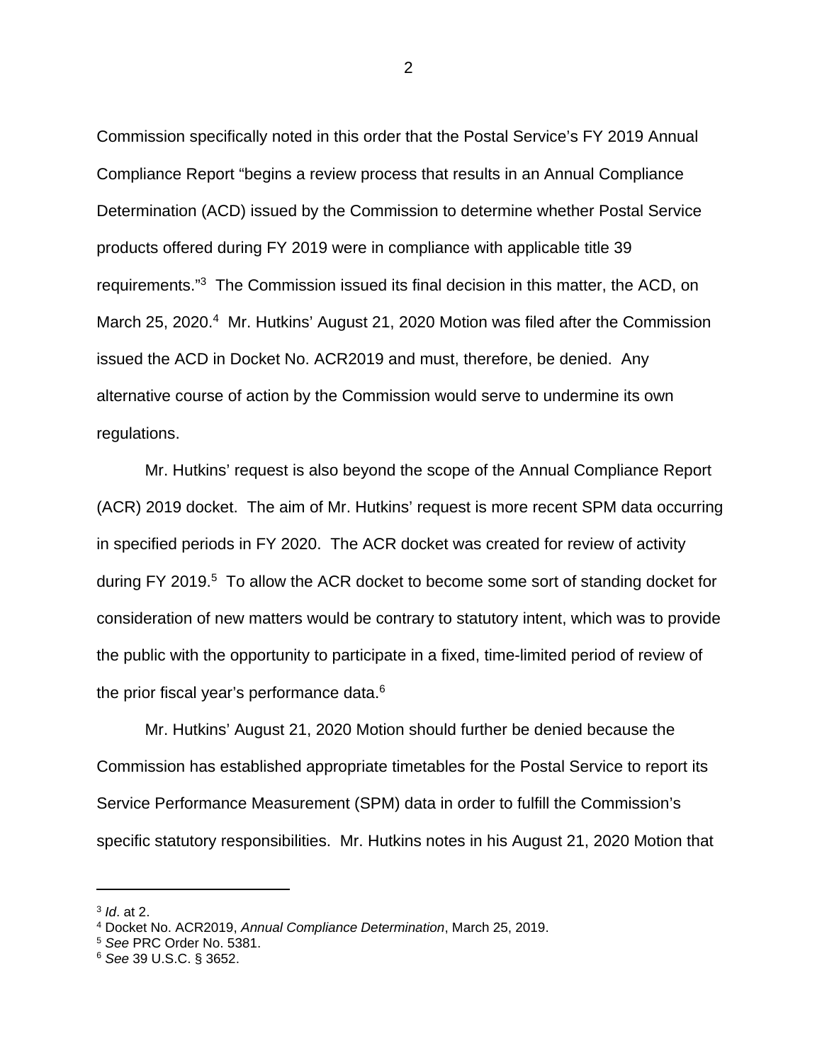Commission specifically noted in this order that the Postal Service's FY 2019 Annual Compliance Report "begins a review process that results in an Annual Compliance Determination (ACD) issued by the Commission to determine whether Postal Service products offered during FY 2019 were in compliance with applicable title 39 requirements."[3] The Commission issued its final decision in this matter, the ACD, on March 25, 2020.[4] Mr. Hutkins' August 21, 2020 Motion was filed after the Commission issued the ACD in Docket No. ACR2019 and must, therefore, be denied. Any alternative course of action by the Commission would serve to undermine its own regulations.

Mr. Hutkins' request is also beyond the scope of the Annual Compliance Report (ACR) 2019 docket. The aim of Mr. Hutkins' request is more recent SPM data occurring in specified periods in FY 2020. The ACR docket was created for review of activity during FY 2019.[5] To allow the ACR docket to become some sort of standing docket for consideration of new matters would be contrary to statutory intent, which was to provide the public with the opportunity to participate in a fixed, time-limited period of review of the prior fiscal year's performance data.[6]

Mr. Hutkins' August 21, 2020 Motion should further be denied because the Commission has established appropriate timetables for the Postal Service to report its Service Performance Measurement (SPM) data in order to fulfill the Commission's specific statutory responsibilities. Mr. Hutkins notes in his August 21, 2020 Motion that

---

[3] *Id*. at 2.

[4] Docket No. ACR2019, *Annual Compliance Determination*, March 25, 2019.

[5] *See* PRC Order No. 5381.

[6] *See* 39 U.S.C. § 3652.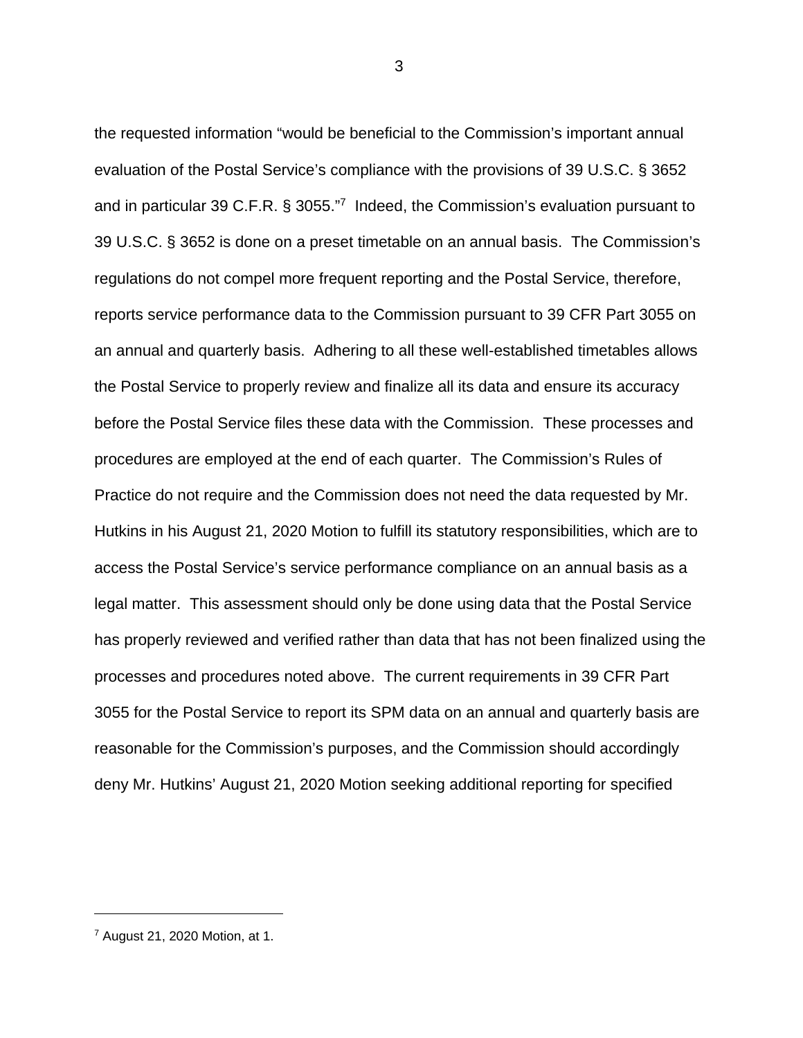the requested information "would be beneficial to the Commission's important annual evaluation of the Postal Service's compliance with the provisions of 39 U.S.C. § 3652 and in particular 39 C.F.R. § 3055."[7] Indeed, the Commission's evaluation pursuant to 39 U.S.C. § 3652 is done on a preset timetable on an annual basis. The Commission's regulations do not compel more frequent reporting and the Postal Service, therefore, reports service performance data to the Commission pursuant to 39 CFR Part 3055 on an annual and quarterly basis. Adhering to all these well-established timetables allows the Postal Service to properly review and finalize all its data and ensure its accuracy before the Postal Service files these data with the Commission. These processes and procedures are employed at the end of each quarter. The Commission's Rules of Practice do not require and the Commission does not need the data requested by Mr. Hutkins in his August 21, 2020 Motion to fulfill its statutory responsibilities, which are to access the Postal Service's service performance compliance on an annual basis as a legal matter. This assessment should only be done using data that the Postal Service has properly reviewed and verified rather than data that has not been finalized using the processes and procedures noted above. The current requirements in 39 CFR Part 3055 for the Postal Service to report its SPM data on an annual and quarterly basis are reasonable for the Commission's purposes, and the Commission should accordingly deny Mr. Hutkins' August 21, 2020 Motion seeking additional reporting for specified

---

[7] August 21, 2020 Motion, at 1.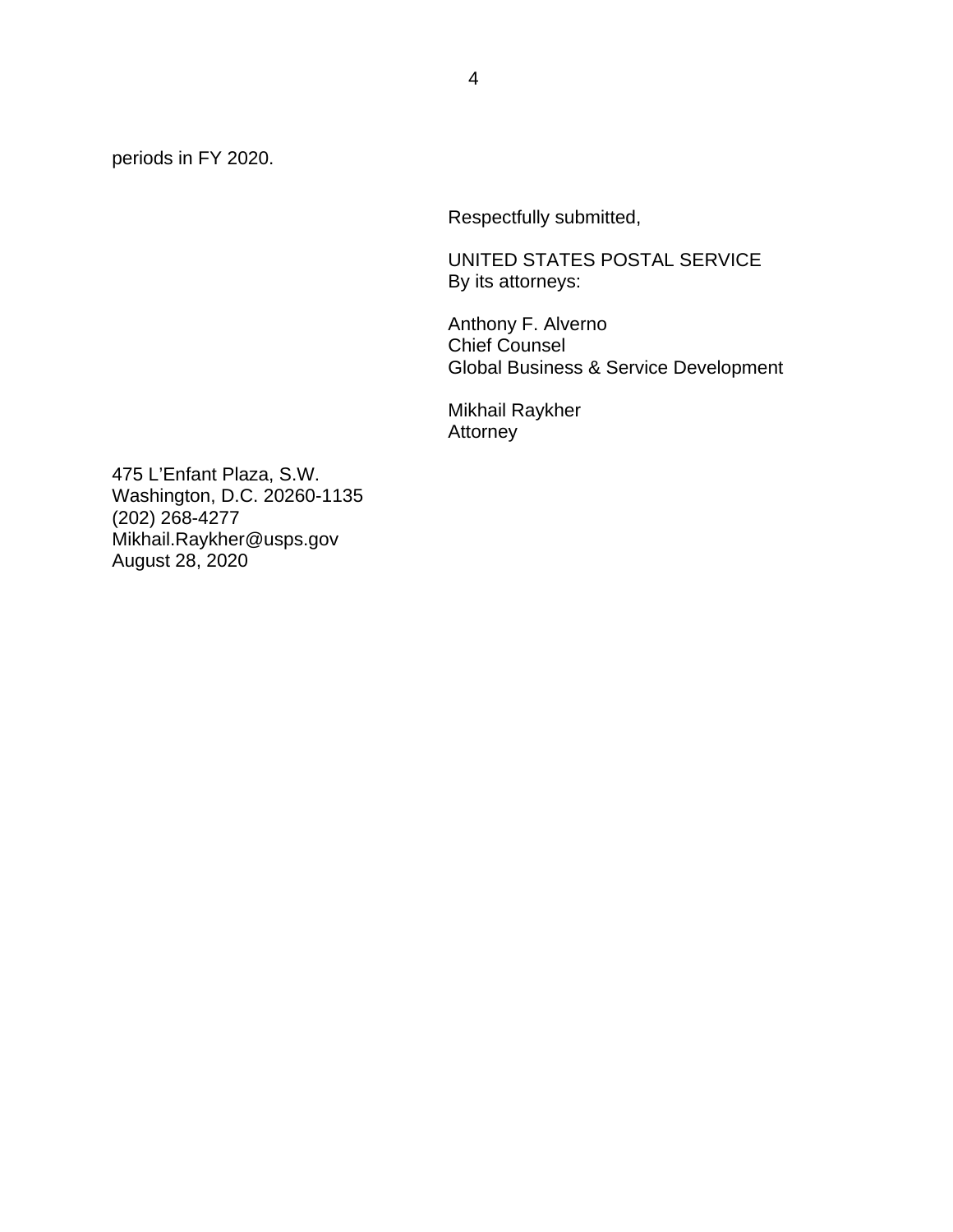periods in FY 2020.

Respectfully submitted,

UNITED STATES POSTAL SERVICE
By its attorneys:

Anthony F. Alverno
Chief Counsel
Global Business & Service Development

Mikhail Raykher
Attorney

475 L'Enfant Plaza, S.W.
Washington, D.C. 20260-1135
(202) 268-4277
Mikhail.Raykher@usps.gov
August 28, 2020